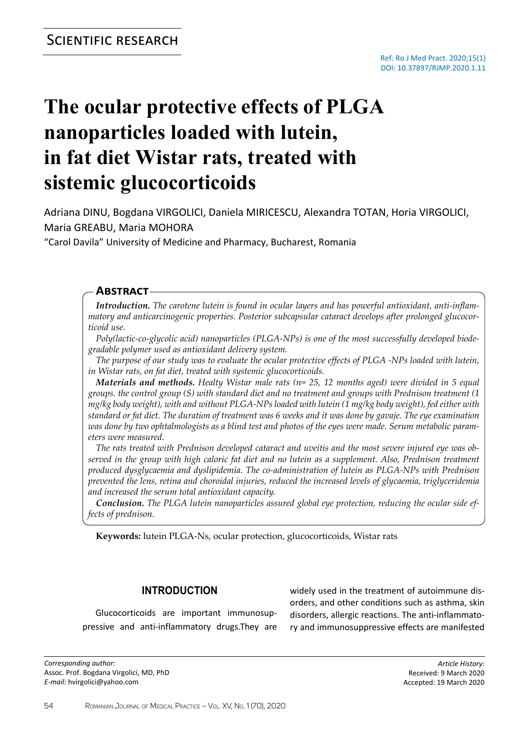SCIENTIFIC RESEARCH

Ref: Ro J Med Pract. 2020;15(1)
DOI: 10.37897/RJMP.2020.1.11

# The ocular protective effects of PLGA nanoparticles loaded with lutein, in fat diet Wistar rats, treated with sistemic glucocorticoids

Adriana DINU, Bogdana VIRGOLICI, Daniela MIRICESCU, Alexandra TOTAN, Horia VIRGOLICI, Maria GREABU, Maria MOHORA

"Carol Davila" University of Medicine and Pharmacy, Bucharest, Romania

## ABSTRACT

***Introduction.*** *The carotene lutein is found in ocular layers and has powerful antioxidant, anti-inflammatory and anticarcinogenic properties. Posterior subcapsular cataract develops after prolonged glucocorticoid use.*

*Poly(lactic-co-glycolic acid) nanoparticles (PLGA-NPs) is one of the most successfully developed biodegradable polymer used as antioxidant delivery system.*

*The purpose of our study was to evaluate the ocular protective effects of PLGA -NPs loaded with lutein, in Wistar rats, on fat diet, treated with systemic glucocorticoids.*

***Materials and methods.*** *Healty Wistar male rats (n= 25, 12 months aged) were divided in 5 equal groups. the control group (S) with standard diet and no treatment and groups with Prednison treatment (1 mg/kg body weight), with and without PLGA-NPs loaded with lutein (1 mg/kg body weight), fed either with standard or fat diet. The duration of treatment was 6 weeks and it was done by gavaje. The eye examination was done by two ophtalmologists as a blind test and photos of the eyes were made. Serum metabolic parameters were measured.*

*The rats treated with Prednison developed cataract and uveitis and the most severe injured eye was observed in the group with high caloric fat diet and no lutein as a supplement. Also, Prednison treatment produced dysglycaemia and dyslipidemia. The co-administration of lutein as PLGA-NPs with Prednison prevented the lens, retina and choroidal injuries, reduced the increased levels of glycaemia, triglyceridemia and increased the serum total antioxidant capacity.*

***Conclusion.*** *The PLGA lutein nanoparticles assured global eye protection, reducing the ocular side effects of prednison.*

**Keywords:** lutein PLGA-Ns, ocular protection, glucocorticoids, Wistar rats

## INTRODUCTION

Glucocorticoids are important immunosuppressive and anti-inflammatory drugs.They are widely used in the treatment of autoimmune disorders, and other conditions such as asthma, skin disorders, allergic reactions. The anti-inflammatory and immunosuppressive effects are manifested

*Corresponding author:*
Assoc. Prof. Bogdana Virgolici, MD, PhD
*E-mail:* hvirgolici@yahoo.com

*Article History:*
Received: 9 March 2020
Accepted: 19 March 2020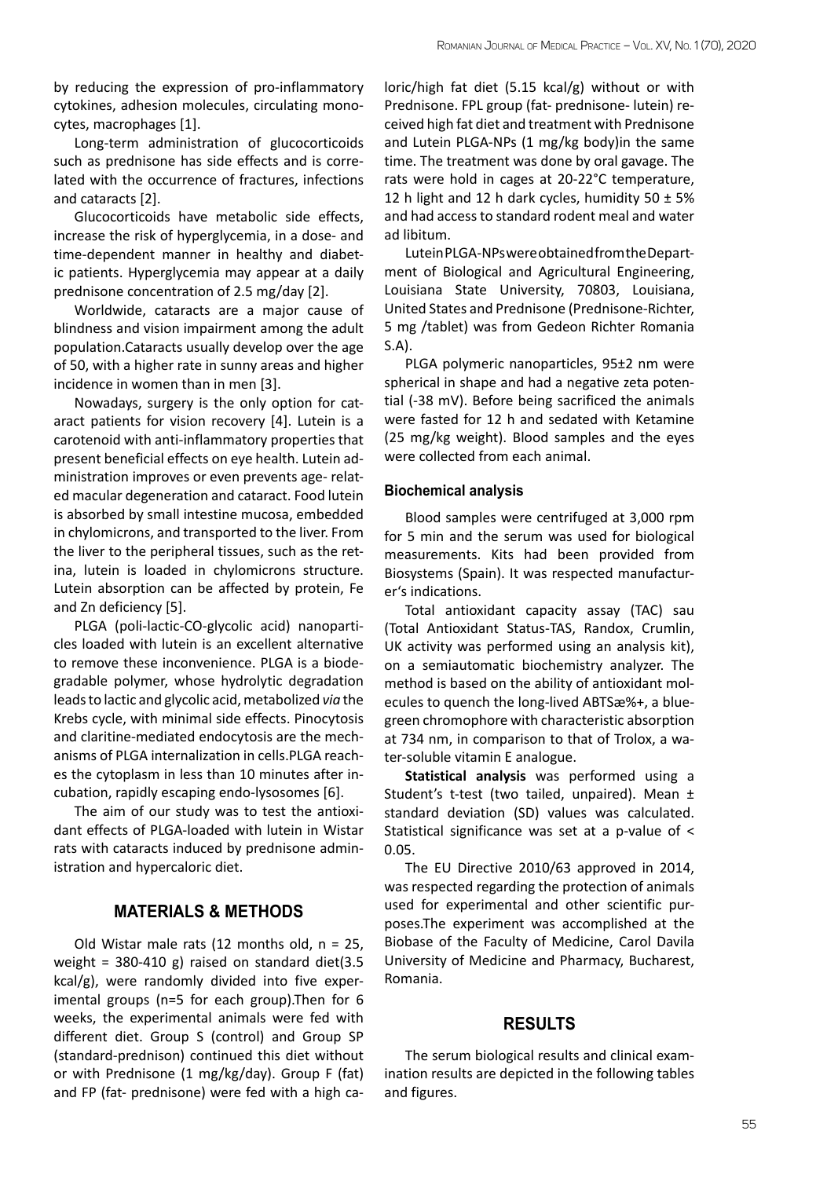by reducing the expression of pro-inflammatory cytokines, adhesion molecules, circulating monocytes, macrophages [1].

Long-term administration of glucocorticoids such as prednisone has side effects and is correlated with the occurrence of fractures, infections and cataracts [2].

Glucocorticoids have metabolic side effects, increase the risk of hyperglycemia, in a dose- and time-dependent manner in healthy and diabetic patients. Hyperglycemia may appear at a daily prednisone concentration of 2.5 mg/day [2].

Worldwide, cataracts are a major cause of blindness and vision impairment among the adult population.Cataracts usually develop over the age of 50, with a higher rate in sunny areas and higher incidence in women than in men [3].

Nowadays, surgery is the only option for cataract patients for vision recovery [4]. Lutein is a carotenoid with anti-inflammatory properties that present beneficial effects on eye health. Lutein administration improves or even prevents age- related macular degeneration and cataract. Food lutein is absorbed by small intestine mucosa, embedded in chylomicrons, and transported to the liver. From the liver to the peripheral tissues, such as the retina, lutein is loaded in chylomicrons structure. Lutein absorption can be affected by protein, Fe and Zn deficiency [5].

PLGA (poli-lactic-CO-glycolic acid) nanoparticles loaded with lutein is an excellent alternative to remove these inconvenience. PLGA is a biodegradable polymer, whose hydrolytic degradation leads to lactic and glycolic acid, metabolized *via* the Krebs cycle, with minimal side effects. Pinocytosis and claritine-mediated endocytosis are the mechanisms of PLGA internalization in cells.PLGA reaches the cytoplasm in less than 10 minutes after incubation, rapidly escaping endo-lysosomes [6].

The aim of our study was to test the antioxidant effects of PLGA-loaded with lutein in Wistar rats with cataracts induced by prednisone administration and hypercaloric diet.

## MATERIALS & METHODS

Old Wistar male rats (12 months old, n = 25, weight = 380-410 g) raised on standard diet(3.5 kcal/g), were randomly divided into five experimental groups (n=5 for each group).Then for 6 weeks, the experimental animals were fed with different diet. Group S (control) and Group SP (standard-prednison) continued this diet without or with Prednisone (1 mg/kg/day). Group F (fat) and FP (fat- prednisone) were fed with a high caloric/high fat diet (5.15 kcal/g) without or with Prednisone. FPL group (fat- prednisone- lutein) received high fat diet and treatment with Prednisone and Lutein PLGA-NPs (1 mg/kg body)in the same time. The treatment was done by oral gavage. The rats were hold in cages at 20-22°C temperature, 12 h light and 12 h dark cycles, humidity 50 ± 5% and had access to standard rodent meal and water ad libitum.

Lutein PLGA-NPs were obtained from the Department of Biological and Agricultural Engineering, Louisiana State University, 70803, Louisiana, United States and Prednisone (Prednisone-Richter, 5 mg /tablet) was from Gedeon Richter Romania S.A).

PLGA polymeric nanoparticles, 95±2 nm were spherical in shape and had a negative zeta potential (-38 mV). Before being sacrificed the animals were fasted for 12 h and sedated with Ketamine (25 mg/kg weight). Blood samples and the eyes were collected from each animal.

### Biochemical analysis

Blood samples were centrifuged at 3,000 rpm for 5 min and the serum was used for biological measurements. Kits had been provided from Biosystems (Spain). It was respected manufacturer's indications.

Total antioxidant capacity assay (TAC) sau (Total Antioxidant Status-TAS, Randox, Crumlin, UK activity was performed using an analysis kit), on a semiautomatic biochemistry analyzer. The method is based on the ability of antioxidant molecules to quench the long-lived ABTSæ%+, a blue-green chromophore with characteristic absorption at 734 nm, in comparison to that of Trolox, a water-soluble vitamin E analogue.

**Statistical analysis** was performed using a Student's t-test (two tailed, unpaired). Mean ± standard deviation (SD) values was calculated. Statistical significance was set at a p-value of $< 0.05$.

The EU Directive 2010/63 approved in 2014, was respected regarding the protection of animals used for experimental and other scientific purposes.The experiment was accomplished at the Biobase of the Faculty of Medicine, Carol Davila University of Medicine and Pharmacy, Bucharest, Romania.

## RESULTS

The serum biological results and clinical examination results are depicted in the following tables and figures.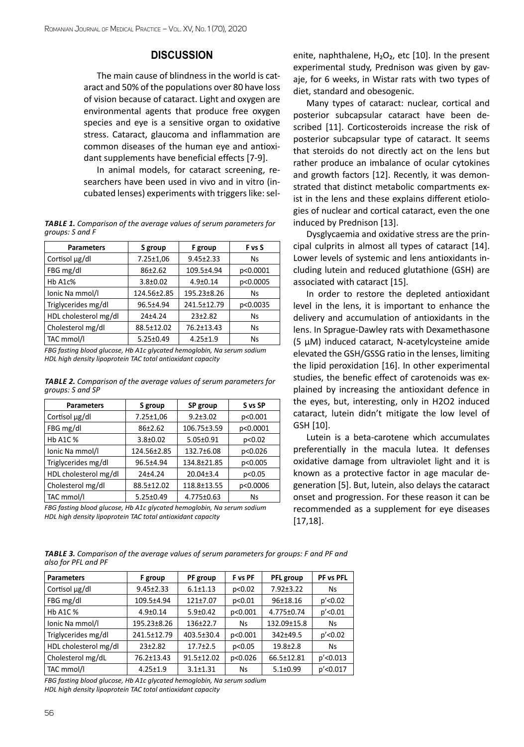## DISCUSSION

The main cause of blindness in the world is cataract and 50% of the populations over 80 have loss of vision because of cataract. Light and oxygen are environmental agents that produce free oxygen species and eye is a sensitive organ to oxidative stress. Cataract, glaucoma and inflammation are common diseases of the human eye and antioxidant supplements have beneficial effects [7-9].

In animal models, for cataract screening, researchers have been used in vivo and in vitro (incubated lenses) experiments with triggers like: selenite, naphthalene, $H_2O_2$, etc [10]. In the present experimental study, Prednison was given by gavaje, for 6 weeks, in Wistar rats with two types of diet, standard and obesogenic.

***TABLE 1.*** *Comparison of the average values of serum parameters for groups: S and F*

| Parameters | S group | F group | F vs S |
|---|---|---|---|
| Cortisol µg/dl | 7.25±1,06 | 9.45±2.33 | Ns |
| FBG mg/dl | 86±2.62 | 109.5±4.94 | p<0.0001 |
| Hb A1c% | 3.8±0.02 | 4.9±0.14 | p<0.0005 |
| Ionic Na mmol/l | 124.56±2.85 | 195.23±8.26 | Ns |
| Triglycerides mg/dl | 96.5±4.94 | 241.5±12.79 | p<0.0035 |
| HDL cholesterol mg/dl | 24±4.24 | 23±2.82 | Ns |
| Cholesterol mg/dl | 88.5±12.02 | 76.2±13.43 | Ns |
| TAC mmol/l | 5.25±0.49 | 4.25±1.9 | Ns |

*FBG fasting blood glucose, Hb A1c glycated hemoglobin, Na serum sodium HDL high density lipoprotein TAC total antioxidant capacity*

***TABLE 2.*** *Comparison of the average values of serum parameters for groups: S and SP*

| Parameters | S group | SP group | S vs SP |
|---|---|---|---|
| Cortisol µg/dl | 7.25±1,06 | 9.2±3.02 | p<0.001 |
| FBG mg/dl | 86±2.62 | 106.75±3.59 | p<0.0001 |
| Hb A1C % | 3.8±0.02 | 5.05±0.91 | p<0.02 |
| Ionic Na mmol/l | 124.56±2.85 | 132.7±6.08 | p<0.026 |
| Triglycerides mg/dl | 96.5±4.94 | 134.8±21.85 | p<0.005 |
| HDL cholesterol mg/dl | 24±4.24 | 20.04±3.4 | p<0.05 |
| Cholesterol mg/dl | 88.5±12.02 | 118.8±13.55 | p<0.0006 |
| TAC mmol/l | 5.25±0.49 | 4.775±0.63 | Ns |

*FBG fasting blood glucose, Hb A1c glycated hemoglobin, Na serum sodium HDL high density lipoprotein TAC total antioxidant capacity*

Many types of cataract: nuclear, cortical and posterior subcapsular cataract have been described [11]. Corticosteroids increase the risk of posterior subcapsular type of cataract. It seems that steroids do not directly act on the lens but rather produce an imbalance of ocular cytokines and growth factors [12]. Recently, it was demonstrated that distinct metabolic compartments exist in the lens and these explains different etiologies of nuclear and cortical cataract, even the one induced by Prednison [13].

Dysglycaemia and oxidative stress are the principal culprits in almost all types of cataract [14]. Lower levels of systemic and lens antioxidants including lutein and reduced glutathione (GSH) are associated with cataract [15].

In order to restore the depleted antioxidant level in the lens, it is important to enhance the delivery and accumulation of antioxidants in the lens. In Sprague-Dawley rats with Dexamethasone (5 µM) induced cataract, N-acetylcysteine amide elevated the GSH/GSSG ratio in the lenses, limiting the lipid peroxidation [16]. In other experimental studies, the benefic effect of carotenoids was explained by increasing the antioxidant defence in the eyes, but, interesting, only in H2O2 induced cataract, lutein didn't mitigate the low level of GSH [10].

Lutein is a beta-carotene which accumulates preferentially in the macula lutea. It defenses oxidative damage from ultraviolet light and it is known as a protective factor in age macular degeneration [5]. But, lutein, also delays the cataract onset and progression. For these reason it can be recommended as a supplement for eye diseases [17,18].

***TABLE 3.*** *Comparison of the average values of serum parameters for groups: F and PF and also for PFL and PF*

| Parameters | F group | PF group | F vs PF | PFL group | PF vs PFL |
|---|---|---|---|---|---|
| Cortisol µg/dl | 9.45±2.33 | 6.1±1.13 | p<0.02 | 7.92±3.22 | Ns |
| FBG mg/dl | 109.5±4.94 | 121±7.07 | p<0.01 | 96±18.16 | p'<0.02 |
| Hb A1C % | 4.9±0.14 | 5.9±0.42 | p<0.001 | 4.775±0.74 | p'<0.01 |
| Ionic Na mmol/l | 195.23±8.26 | 136±22.7 | Ns | 132.09±15.8 | Ns |
| Triglycerides mg/dl | 241.5±12.79 | 403.5±30.4 | p<0.001 | 342±49.5 | p'<0.02 |
| HDL cholesterol mg/dl | 23±2.82 | 17.7±2.5 | p<0.05 | 19.8±2.8 | Ns |
| Cholesterol mg/dL | 76.2±13.43 | 91.5±12.02 | p<0.026 | 66.5±12.81 | p'<0.013 |
| TAC mmol/l | 4.25±1.9 | 3.1±1.31 | Ns | 5.1±0.99 | p'<0.017 |

*FBG fasting blood glucose, Hb A1c glycated hemoglobin, Na serum sodium*
*HDL high density lipoprotein TAC total antioxidant capacity*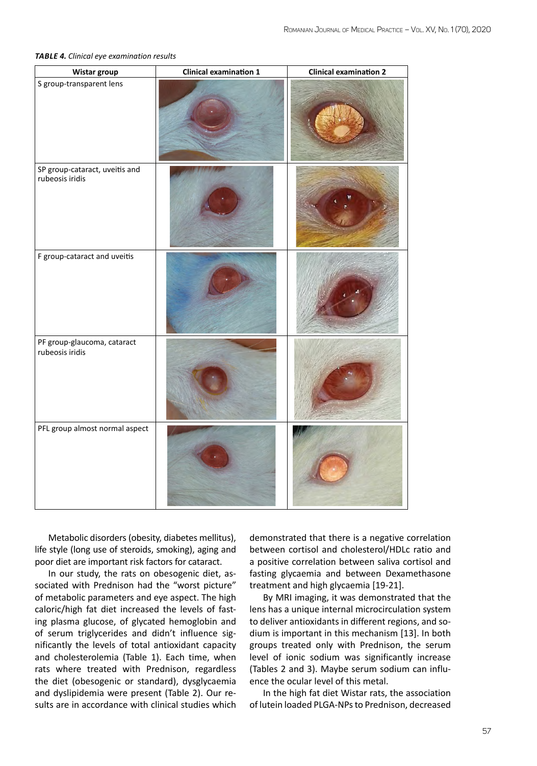***TABLE 4.*** *Clinical eye examination results*

| Wistar group | Clinical examination 1 | Clinical examination 2 |
|---|---|---|
| S group-transparent lens | | |
| SP group-cataract, uveitis and rubeosis iridis | | |
| F group-cataract and uveitis | | |
| PF group-glaucoma, cataract rubeosis iridis | | |
| PFL group almost normal aspect | | |

Metabolic disorders (obesity, diabetes mellitus), life style (long use of steroids, smoking), aging and poor diet are important risk factors for cataract.

In our study, the rats on obesogenic diet, associated with Prednison had the "worst picture" of metabolic parameters and eye aspect. The high caloric/high fat diet increased the levels of fasting plasma glucose, of glycated hemoglobin and of serum triglycerides and didn't influence significantly the levels of total antioxidant capacity and cholesterolemia (Table 1). Each time, when rats where treated with Prednison, regardless the diet (obesogenic or standard), dysglycaemia and dyslipidemia were present (Table 2). Our results are in accordance with clinical studies which demonstrated that there is a negative correlation between cortisol and cholesterol/HDLc ratio and a positive correlation between saliva cortisol and fasting glycaemia and between Dexamethasone treatment and high glycaemia [19-21].

By MRI imaging, it was demonstrated that the lens has a unique internal microcirculation system to deliver antioxidants in different regions, and sodium is important in this mechanism [13]. In both groups treated only with Prednison, the serum level of ionic sodium was significantly increase (Tables 2 and 3). Maybe serum sodium can influence the ocular level of this metal.

In the high fat diet Wistar rats, the association of lutein loaded PLGA-NPs to Prednison, decreased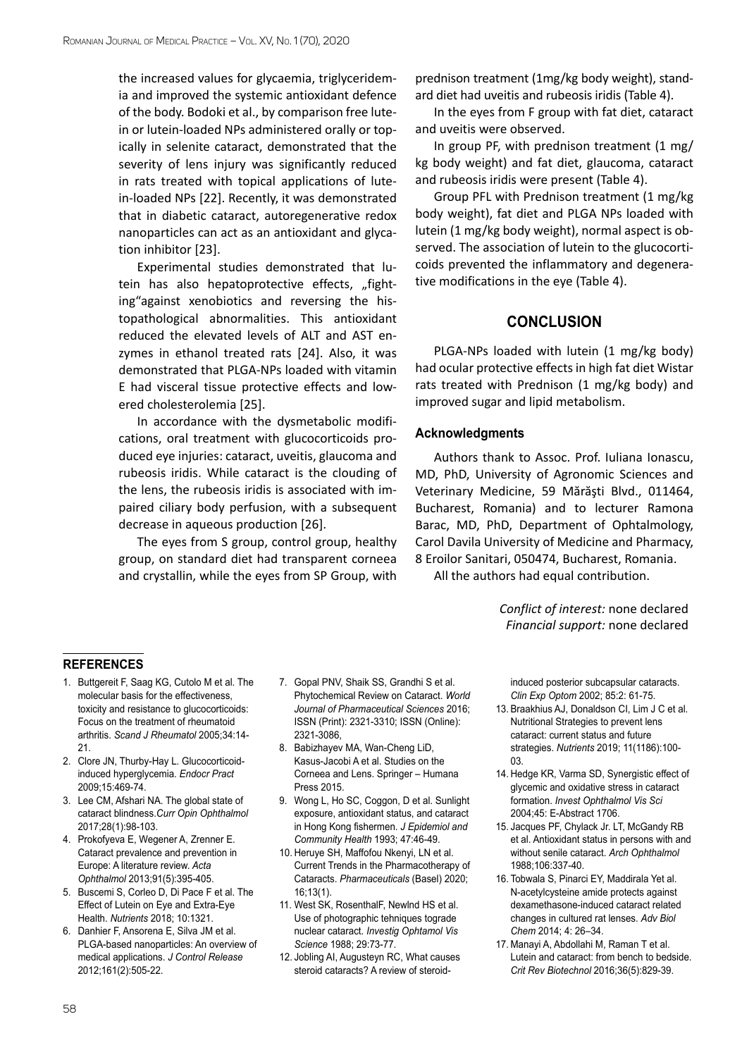the increased values for glycaemia, triglyceridemia and improved the systemic antioxidant defence of the body. Bodoki et al., by comparison free lutein or lutein-loaded NPs administered orally or topically in selenite cataract, demonstrated that the severity of lens injury was significantly reduced in rats treated with topical applications of lutein-loaded NPs [22]. Recently, it was demonstrated that in diabetic cataract, autoregenerative redox nanoparticles can act as an antioxidant and glycation inhibitor [23].

Experimental studies demonstrated that lutein has also hepatoprotective effects, „fighting"against xenobiotics and reversing the histopathological abnormalities. This antioxidant reduced the elevated levels of ALT and AST enzymes in ethanol treated rats [24]. Also, it was demonstrated that PLGA-NPs loaded with vitamin E had visceral tissue protective effects and lowered cholesterolemia [25].

In accordance with the dysmetabolic modifications, oral treatment with glucocorticoids produced eye injuries: cataract, uveitis, glaucoma and rubeosis iridis. While cataract is the clouding of the lens, the rubeosis iridis is associated with impaired ciliary body perfusion, with a subsequent decrease in aqueous production [26].

The eyes from S group, control group, healthy group, on standard diet had transparent corneea and crystallin, while the eyes from SP Group, with prednison treatment (1mg/kg body weight), standard diet had uveitis and rubeosis iridis (Table 4).

In the eyes from F group with fat diet, cataract and uveitis were observed.

In group PF, with prednison treatment (1 mg/kg body weight) and fat diet, glaucoma, cataract and rubeosis iridis were present (Table 4).

Group PFL with Prednison treatment (1 mg/kg body weight), fat diet and PLGA NPs loaded with lutein (1 mg/kg body weight), normal aspect is observed. The association of lutein to the glucocorticoids prevented the inflammatory and degenerative modifications in the eye (Table 4).

## CONCLUSION

PLGA-NPs loaded with lutein (1 mg/kg body) had ocular protective effects in high fat diet Wistar rats treated with Prednison (1 mg/kg body) and improved sugar and lipid metabolism.

### Acknowledgments

Authors thank to Assoc. Prof. Iuliana Ionascu, MD, PhD, University of Agronomic Sciences and Veterinary Medicine, 59 Mărăşti Blvd., 011464, Bucharest, Romania) and to lecturer Ramona Barac, MD, PhD, Department of Ophtalmology, Carol Davila University of Medicine and Pharmacy, 8 Eroilor Sanitari, 050474, Bucharest, Romania.

All the authors had equal contribution.

*Conflict of interest:* none declared
*Financial support:* none declared

## REFERENCES

1. Buttgereit F, Saag KG, Cutolo M et al. The molecular basis for the effectiveness, toxicity and resistance to glucocorticoids: Focus on the treatment of rheumatoid arthritis. *Scand J Rheumatol* 2005;34:14-21.
2. Clore JN, Thurby-Hay L. Glucocorticoid-induced hyperglycemia. *Endocr Pract* 2009;15:469-74.
3. Lee CM, Afshari NA. The global state of cataract blindness.*Curr Opin Ophthalmol* 2017;28(1):98-103.
4. Prokofyeva E, Wegener A, Zrenner E. Cataract prevalence and prevention in Europe: A literature review. *Acta Ophthalmol* 2013;91(5):395-405.
5. Buscemi S, Corleo D, Di Pace F et al. The Effect of Lutein on Eye and Extra-Eye Health. *Nutrients* 2018; 10:1321.
6. Danhier F, Ansorena E, Silva JM et al. PLGA-based nanoparticles: An overview of medical applications. *J Control Release* 2012;161(2):505-22.
7. Gopal PNV, Shaik SS, Grandhi S et al. Phytochemical Review on Cataract. *World Journal of Pharmaceutical Sciences* 2016; ISSN (Print): 2321-3310; ISSN (Online): 2321-3086,
8. Babizhayev MA, Wan-Cheng LiD, Kasus-Jacobi A et al. Studies on the Corneea and Lens. Springer – Humana Press 2015.
9. Wong L, Ho SC, Coggon, D et al. Sunlight exposure, antioxidant status, and cataract in Hong Kong fishermen. *J Epidemiol and Community Health* 1993; 47:46-49.
10. Heruye SH, Maffofou Nkenyi, LN et al. Current Trends in the Pharmacotherapy of Cataracts. *Pharmaceuticals* (Basel) 2020; 16;13(1).
11. West SK, RosenthalF, Newlnd HS et al. Use of photographic tehniques tograde nuclear cataract. *Investig Ophtamol Vis Science* 1988; 29:73-77.
12. Jobling AI, Augusteyn RC, What causes steroid cataracts? A review of steroid-induced posterior subcapsular cataracts. *Clin Exp Optom* 2002; 85:2: 61-75.
13. Braakhius AJ, Donaldson CI, Lim J C et al. Nutritional Strategies to prevent lens cataract: current status and future strategies. *Nutrients* 2019; 11(1186):100-03.
14. Hedge KR, Varma SD, Synergistic effect of glycemic and oxidative stress in cataract formation. *Invest Ophthalmol Vis Sci* 2004;45: E-Abstract 1706.
15. Jacques PF, Chylack Jr. LT, McGandy RB et al. Antioxidant status in persons with and without senile cataract. *Arch Ophthalmol* 1988;106:337-40.
16. Tobwala S, Pinarci EY, Maddirala Yet al. N-acetylcysteine amide protects against dexamethasone-induced cataract related changes in cultured rat lenses. *Adv Biol Chem* 2014; 4: 26–34.
17. Manayi A, Abdollahi M, Raman T et al. Lutein and cataract: from bench to bedside. *Crit Rev Biotechnol* 2016;36(5):829-39.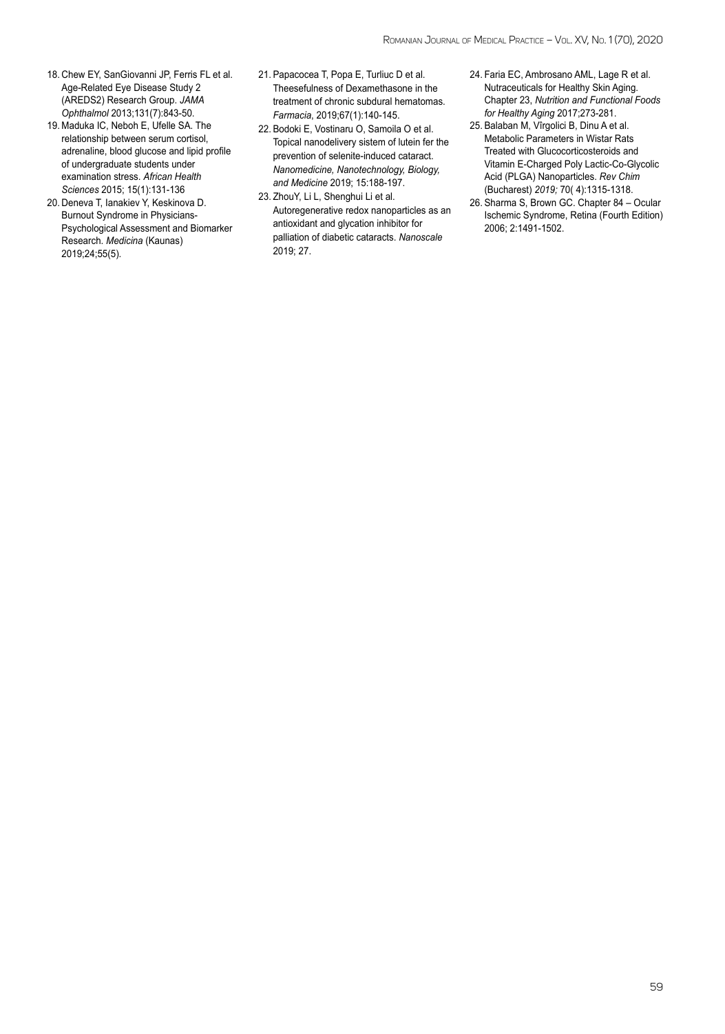18. Chew EY, SanGiovanni JP, Ferris FL et al. Age-Related Eye Disease Study 2 (AREDS2) Research Group. *JAMA Ophthalmol* 2013;131(7):843-50.
19. Maduka IC, Neboh E, Ufelle SA. The relationship between serum cortisol, adrenaline, blood glucose and lipid profile of undergraduate students under examination stress. *African Health Sciences* 2015; 15(1):131-136
20. Deneva T, Ianakiev Y, Keskinova D. Burnout Syndrome in Physicians-Psychological Assessment and Biomarker Research. *Medicina* (Kaunas) 2019;24;55(5).
21. Papacocea T, Popa E, Turliuc D et al. Theesefulness of Dexamethasone in the treatment of chronic subdural hematomas. *Farmacia*, 2019;67(1):140-145.
22. Bodoki E, Vostinaru O, Samoila O et al. Topical nanodelivery sistem of lutein fer the prevention of selenite-induced cataract. *Nanomedicine, Nanotechnology, Biology, and Medicine* 2019; 15:188-197.
23. ZhouY, Li L, Shenghui Li et al. Autoregenerative redox nanoparticles as an antioxidant and glycation inhibitor for palliation of diabetic cataracts. *Nanoscale* 2019; 27.
24. Faria EC, Ambrosano AML, Lage R et al. Nutraceuticals for Healthy Skin Aging. Chapter 23, *Nutrition and Functional Foods for Healthy Aging* 2017;273-281.
25. Balaban M, Vîrgolici B, Dinu A et al. Metabolic Parameters in Wistar Rats Treated with Glucocorticosteroids and Vitamin E-Charged Poly Lactic-Co-Glycolic Acid (PLGA) Nanoparticles. *Rev Chim* (Bucharest) *2019;* 70( 4):1315-1318.
26. Sharma S, Brown GC. Chapter 84 – Ocular Ischemic Syndrome, Retina (Fourth Edition) 2006; 2:1491-1502.